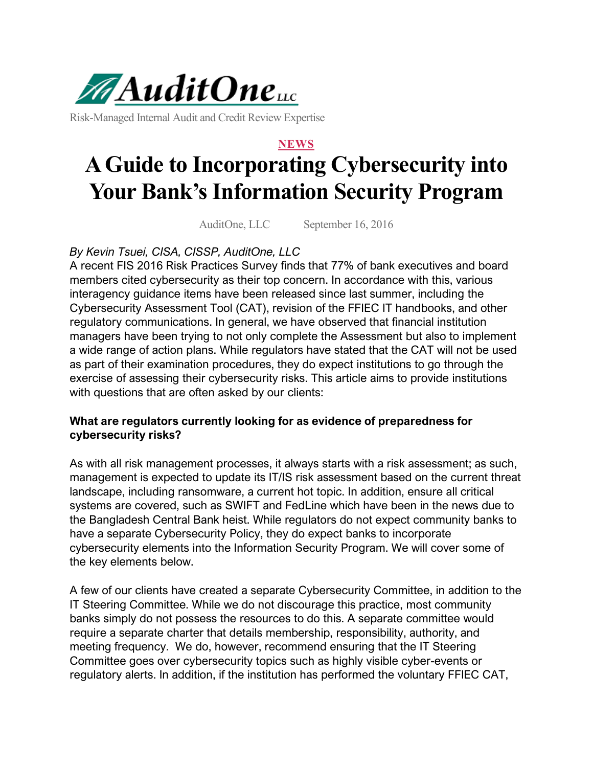AuditOne LLC

Risk-Managed Internal Audit and Credit Review Expertise

**NEWS**

# A Guide to Incorporating Cybersecurity into Your Bank's Information Security Program

AuditOne, LLC September 16, 2016

*By Kevin Tsuei, CISA, CISSP, AuditOne, LLC*

A recent FIS 2016 Risk Practices Survey finds that 77% of bank executives and board members cited cybersecurity as their top concern. In accordance with this, various interagency guidance items have been released since last summer, including the Cybersecurity Assessment Tool (CAT), revision of the FFIEC IT handbooks, and other regulatory communications. In general, we have observed that financial institution managers have been trying to not only complete the Assessment but also to implement a wide range of action plans. While regulators have stated that the CAT will not be used as part of their examination procedures, they do expect institutions to go through the exercise of assessing their cybersecurity risks. This article aims to provide institutions with questions that are often asked by our clients:

**What are regulators currently looking for as evidence of preparedness for cybersecurity risks?**

As with all risk management processes, it always starts with a risk assessment; as such, management is expected to update its IT/IS risk assessment based on the current threat landscape, including ransomware, a current hot topic. In addition, ensure all critical systems are covered, such as SWIFT and FedLine which have been in the news due to the Bangladesh Central Bank heist. While regulators do not expect community banks to have a separate Cybersecurity Policy, they do expect banks to incorporate cybersecurity elements into the Information Security Program. We will cover some of the key elements below.

A few of our clients have created a separate Cybersecurity Committee, in addition to the IT Steering Committee. While we do not discourage this practice, most community banks simply do not possess the resources to do this. A separate committee would require a separate charter that details membership, responsibility, authority, and meeting frequency. We do, however, recommend ensuring that the IT Steering Committee goes over cybersecurity topics such as highly visible cyber-events or regulatory alerts. In addition, if the institution has performed the voluntary FFIEC CAT,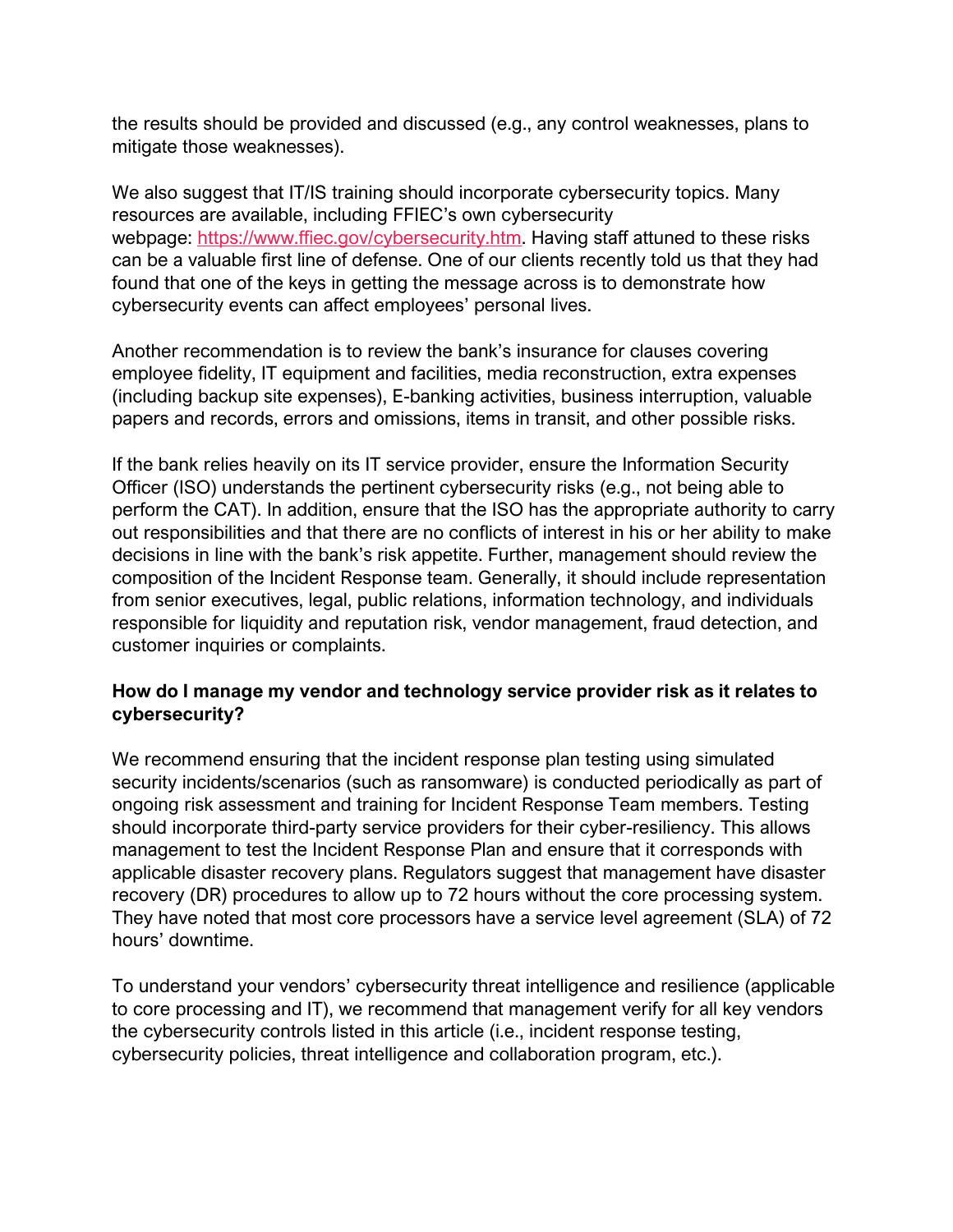the results should be provided and discussed (e.g., any control weaknesses, plans to mitigate those weaknesses).

We also suggest that IT/IS training should incorporate cybersecurity topics. Many resources are available, including FFIEC's own cybersecurity webpage: [https://www.ffiec.gov/cybersecurity.htm](https://www.ffiec.gov/cybersecurity.htm). Having staff attuned to these risks can be a valuable first line of defense. One of our clients recently told us that they had found that one of the keys in getting the message across is to demonstrate how cybersecurity events can affect employees' personal lives.

Another recommendation is to review the bank's insurance for clauses covering employee fidelity, IT equipment and facilities, media reconstruction, extra expenses (including backup site expenses), E-banking activities, business interruption, valuable papers and records, errors and omissions, items in transit, and other possible risks.

If the bank relies heavily on its IT service provider, ensure the Information Security Officer (ISO) understands the pertinent cybersecurity risks (e.g., not being able to perform the CAT). In addition, ensure that the ISO has the appropriate authority to carry out responsibilities and that there are no conflicts of interest in his or her ability to make decisions in line with the bank's risk appetite. Further, management should review the composition of the Incident Response team. Generally, it should include representation from senior executives, legal, public relations, information technology, and individuals responsible for liquidity and reputation risk, vendor management, fraud detection, and customer inquiries or complaints.

**How do I manage my vendor and technology service provider risk as it relates to cybersecurity?**

We recommend ensuring that the incident response plan testing using simulated security incidents/scenarios (such as ransomware) is conducted periodically as part of ongoing risk assessment and training for Incident Response Team members. Testing should incorporate third-party service providers for their cyber-resiliency. This allows management to test the Incident Response Plan and ensure that it corresponds with applicable disaster recovery plans. Regulators suggest that management have disaster recovery (DR) procedures to allow up to 72 hours without the core processing system. They have noted that most core processors have a service level agreement (SLA) of 72 hours' downtime.

To understand your vendors' cybersecurity threat intelligence and resilience (applicable to core processing and IT), we recommend that management verify for all key vendors the cybersecurity controls listed in this article (i.e., incident response testing, cybersecurity policies, threat intelligence and collaboration program, etc.).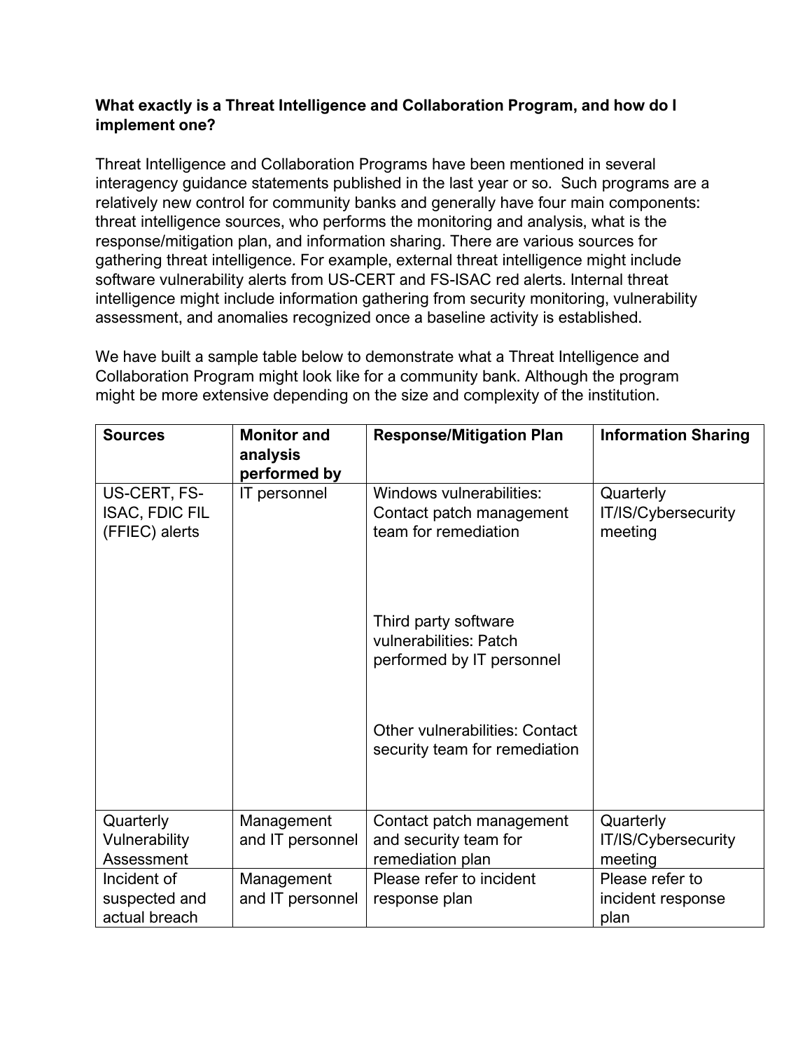**What exactly is a Threat Intelligence and Collaboration Program, and how do I implement one?**

Threat Intelligence and Collaboration Programs have been mentioned in several interagency guidance statements published in the last year or so. Such programs are a relatively new control for community banks and generally have four main components: threat intelligence sources, who performs the monitoring and analysis, what is the response/mitigation plan, and information sharing. There are various sources for gathering threat intelligence. For example, external threat intelligence might include software vulnerability alerts from US-CERT and FS-ISAC red alerts. Internal threat intelligence might include information gathering from security monitoring, vulnerability assessment, and anomalies recognized once a baseline activity is established.

We have built a sample table below to demonstrate what a Threat Intelligence and Collaboration Program might look like for a community bank. Although the program might be more extensive depending on the size and complexity of the institution.

| Sources | Monitor and analysis performed by | Response/Mitigation Plan | Information Sharing |
| --- | --- | --- | --- |
| US-CERT, FS-ISAC, FDIC FIL (FFIEC) alerts | IT personnel | Windows vulnerabilities: Contact patch management team for remediation<br><br>Third party software vulnerabilities: Patch performed by IT personnel<br><br>Other vulnerabilities: Contact security team for remediation | Quarterly IT/IS/Cybersecurity meeting |
| Quarterly Vulnerability Assessment | Management and IT personnel | Contact patch management and security team for remediation plan | Quarterly IT/IS/Cybersecurity meeting |
| Incident of suspected and actual breach | Management and IT personnel | Please refer to incident response plan | Please refer to incident response plan |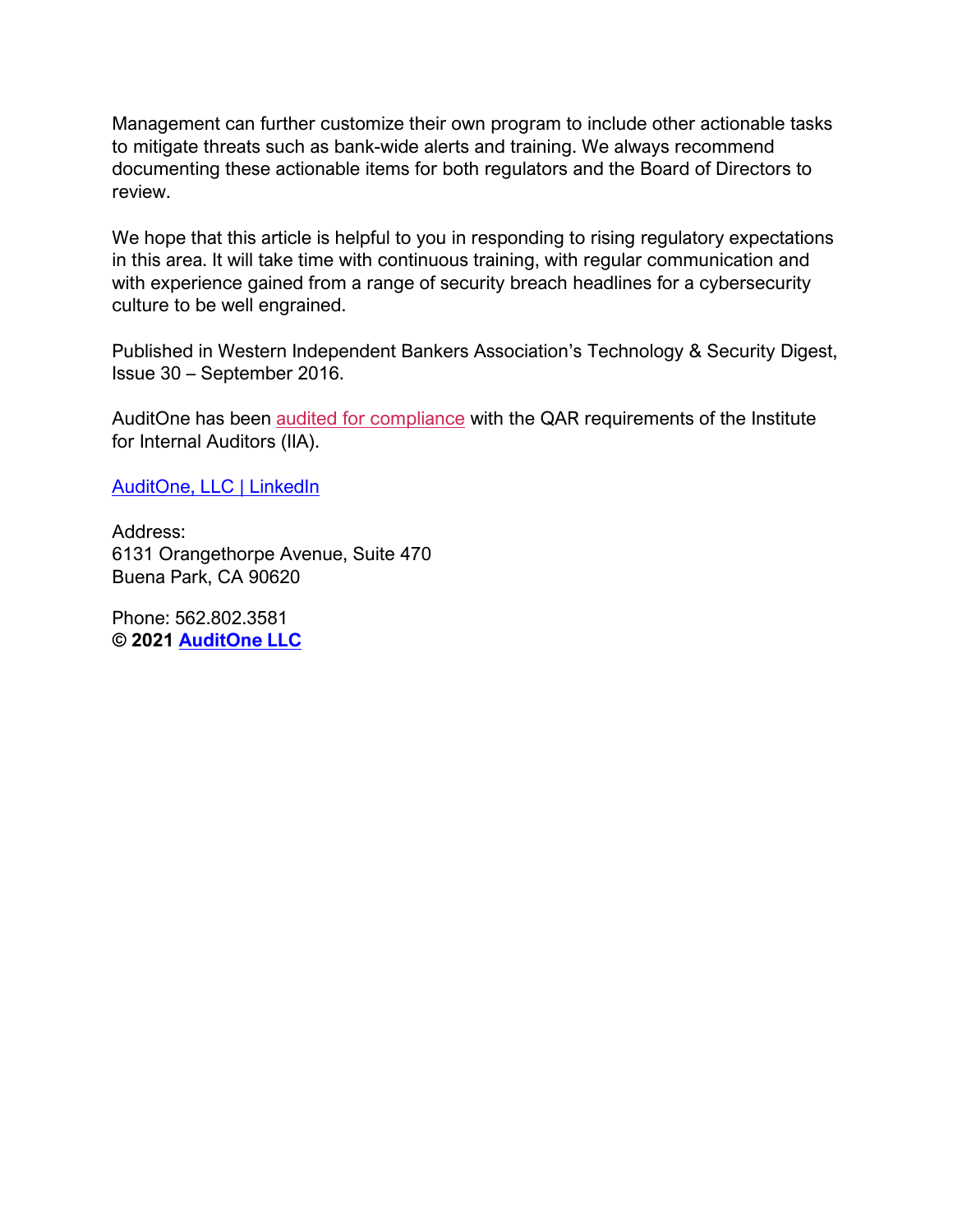Management can further customize their own program to include other actionable tasks to mitigate threats such as bank-wide alerts and training. We always recommend documenting these actionable items for both regulators and the Board of Directors to review.

We hope that this article is helpful to you in responding to rising regulatory expectations in this area. It will take time with continuous training, with regular communication and with experience gained from a range of security breach headlines for a cybersecurity culture to be well engrained.

Published in Western Independent Bankers Association's Technology & Security Digest, Issue 30 – September 2016.

AuditOne has been audited for compliance with the QAR requirements of the Institute for Internal Auditors (IIA).

AuditOne, LLC | LinkedIn

Address:
6131 Orangethorpe Avenue, Suite 470
Buena Park, CA 90620

Phone: 562.802.3581
**© 2021 AuditOne LLC**